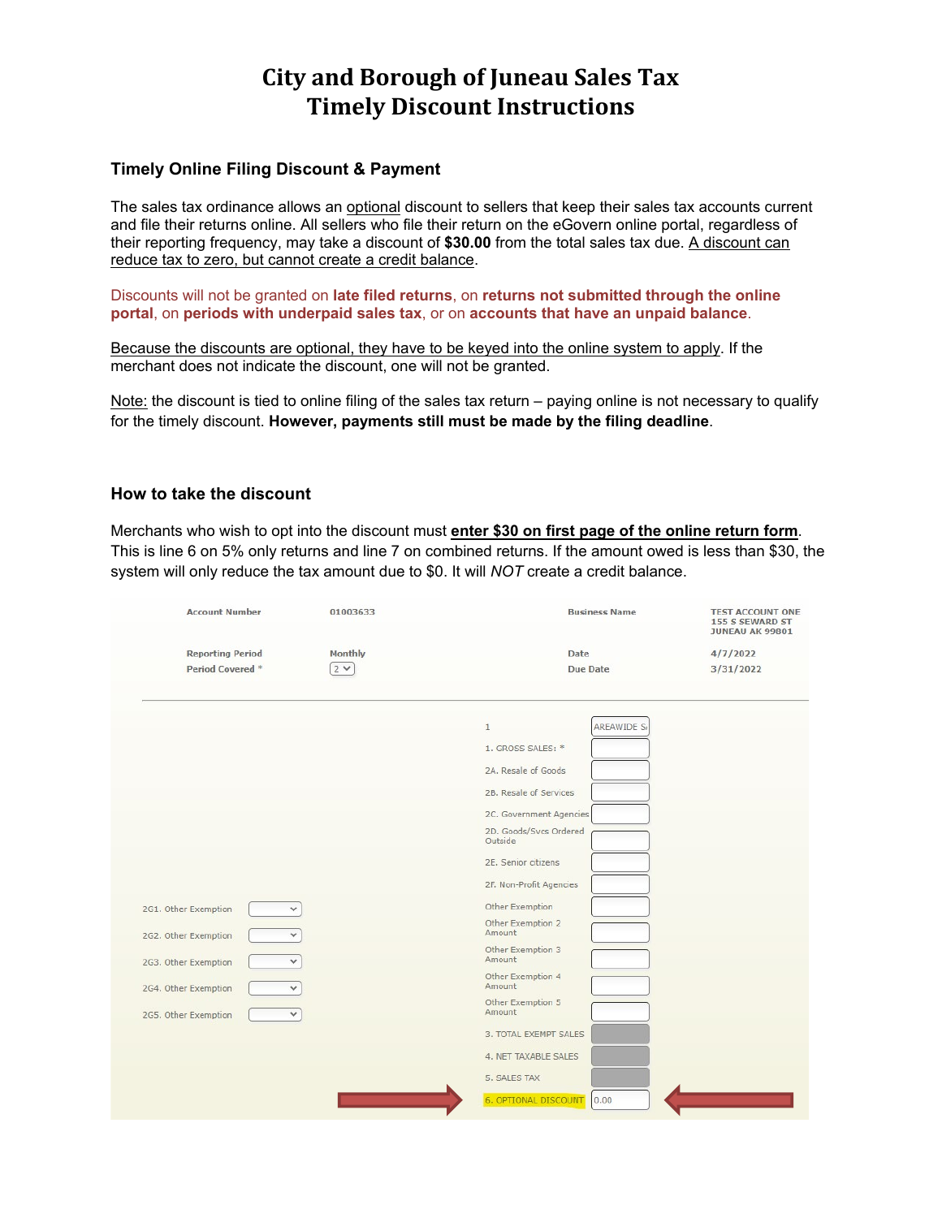# City and Borough of Juneau Sales Tax
# Timely Discount Instructions

## Timely Online Filing Discount & Payment

The sales tax ordinance allows an optional discount to sellers that keep their sales tax accounts current and file their returns online. All sellers who file their return on the eGovern online portal, regardless of their reporting frequency, may take a discount of **$30.00** from the total sales tax due. A discount can reduce tax to zero, but cannot create a credit balance.

Discounts will not be granted on **late filed returns**, on **returns not submitted through the online portal**, on **periods with underpaid sales tax**, or on **accounts that have an unpaid balance**.

Because the discounts are optional, they have to be keyed into the online system to apply. If the merchant does not indicate the discount, one will not be granted.

Note: the discount is tied to online filing of the sales tax return – paying online is not necessary to qualify for the timely discount. **However, payments still must be made by the filing deadline**.

## How to take the discount

Merchants who wish to opt into the discount must **enter $30 on first page of the online return form**. This is line 6 on 5% only returns and line 7 on combined returns. If the amount owed is less than $30, the system will only reduce the tax amount due to $0. It will *NOT* create a credit balance.

| | | | |
|---|---|---|---|
| Account Number | 01003633 | Business Name | TEST ACCOUNT ONE 155 S SEWARD ST JUNEAU AK 99801 |
| Reporting Period | Monthly | Date | 4/7/2022 |
| Period Covered * | 2 | Due Date | 3/31/2022 |

| Field | Value |
|---|---|
| 1 | AREAWIDE S |
| 1. GROSS SALES: * | |
| 2A. Resale of Goods | |
| 2B. Resale of Services | |
| 2C. Government Agencies | |
| 2D. Goods/Svcs Ordered Outside | |
| 2E. Senior citizens | |
| 2F. Non-Profit Agencies | |
| 2G1. Other Exemption / Other Exemption | |
| 2G2. Other Exemption / Other Exemption 2 Amount | |
| 2G3. Other Exemption / Other Exemption 3 Amount | |
| 2G4. Other Exemption / Other Exemption 4 Amount | |
| 2G5. Other Exemption / Other Exemption 5 Amount | |
| 3. TOTAL EXEMPT SALES | |
| 4. NET TAXABLE SALES | |
| 5. SALES TAX | |
| 6. OPTIONAL DISCOUNT | 0.00 |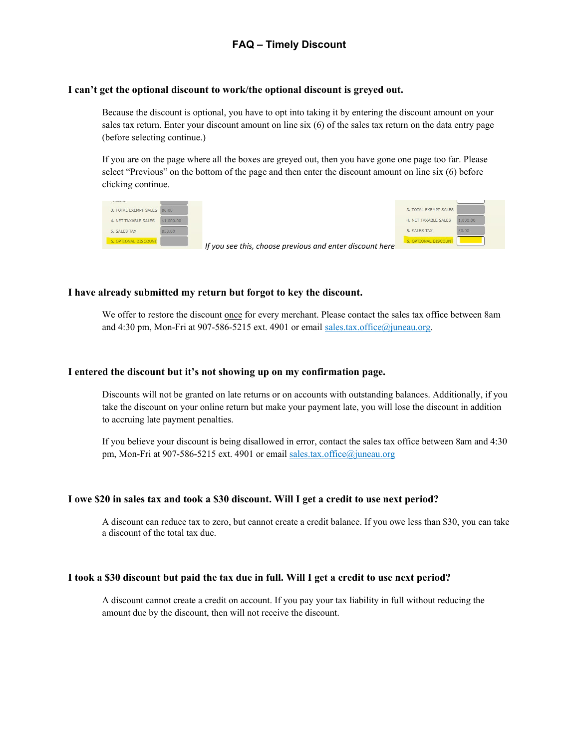# FAQ – Timely Discount

### I can't get the optional discount to work/the optional discount is greyed out.

Because the discount is optional, you have to opt into taking it by entering the discount amount on your sales tax return. Enter your discount amount on line six (6) of the sales tax return on the data entry page (before selecting continue.)

If you are on the page where all the boxes are greyed out, then you have gone one page too far. Please select "Previous" on the bottom of the page and then enter the discount amount on line six (6) before clicking continue.

3. TOTAL EXEMPT SALES $0.00
4. NET TAXABLE SALES $1,000.00
5. SALES TAX $50.00
6. OPTIONAL DISCOUNT

*If you see this, choose previous and enter discount here*

3. TOTAL EXEMPT SALES
4. NET TAXABLE SALES 1,000.00
5. SALES TAX 50.00
6. OPTIONAL DISCOUNT

### I have already submitted my return but forgot to key the discount.

We offer to restore the discount once for every merchant. Please contact the sales tax office between 8am and 4:30 pm, Mon-Fri at 907-586-5215 ext. 4901 or email sales.tax.office@juneau.org.

### I entered the discount but it's not showing up on my confirmation page.

Discounts will not be granted on late returns or on accounts with outstanding balances. Additionally, if you take the discount on your online return but make your payment late, you will lose the discount in addition to accruing late payment penalties.

If you believe your discount is being disallowed in error, contact the sales tax office between 8am and 4:30 pm, Mon-Fri at 907-586-5215 ext. 4901 or email sales.tax.office@juneau.org

### I owe $20 in sales tax and took a $30 discount. Will I get a credit to use next period?

A discount can reduce tax to zero, but cannot create a credit balance. If you owe less than $30, you can take a discount of the total tax due.

### I took a $30 discount but paid the tax due in full. Will I get a credit to use next period?

A discount cannot create a credit on account. If you pay your tax liability in full without reducing the amount due by the discount, then will not receive the discount.